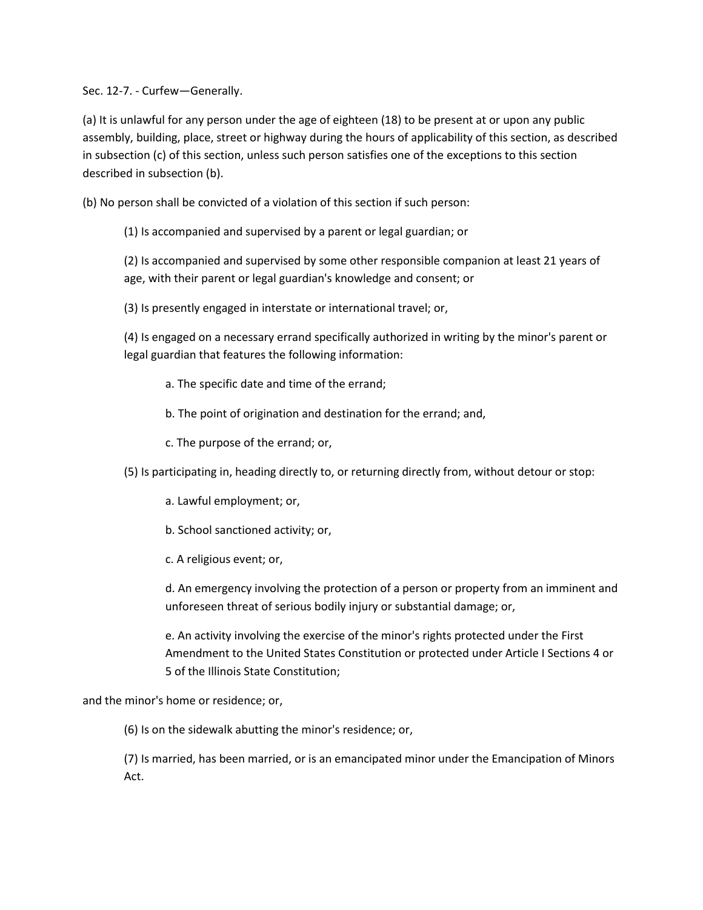Sec. 12-7. - Curfew—Generally.

(a) It is unlawful for any person under the age of eighteen (18) to be present at or upon any public assembly, building, place, street or highway during the hours of applicability of this section, as described in subsection (c) of this section, unless such person satisfies one of the exceptions to this section described in subsection (b).

(b) No person shall be convicted of a violation of this section if such person:

(1) Is accompanied and supervised by a parent or legal guardian; or

(2) Is accompanied and supervised by some other responsible companion at least 21 years of age, with their parent or legal guardian's knowledge and consent; or

(3) Is presently engaged in interstate or international travel; or,

(4) Is engaged on a necessary errand specifically authorized in writing by the minor's parent or legal guardian that features the following information:

a. The specific date and time of the errand;

b. The point of origination and destination for the errand; and,

c. The purpose of the errand; or,

(5) Is participating in, heading directly to, or returning directly from, without detour or stop:

a. Lawful employment; or,

b. School sanctioned activity; or,

c. A religious event; or,

d. An emergency involving the protection of a person or property from an imminent and unforeseen threat of serious bodily injury or substantial damage; or,

e. An activity involving the exercise of the minor's rights protected under the First Amendment to the United States Constitution or protected under Article I Sections 4 or 5 of the Illinois State Constitution;

and the minor's home or residence; or,

(6) Is on the sidewalk abutting the minor's residence; or,

(7) Is married, has been married, or is an emancipated minor under the Emancipation of Minors Act.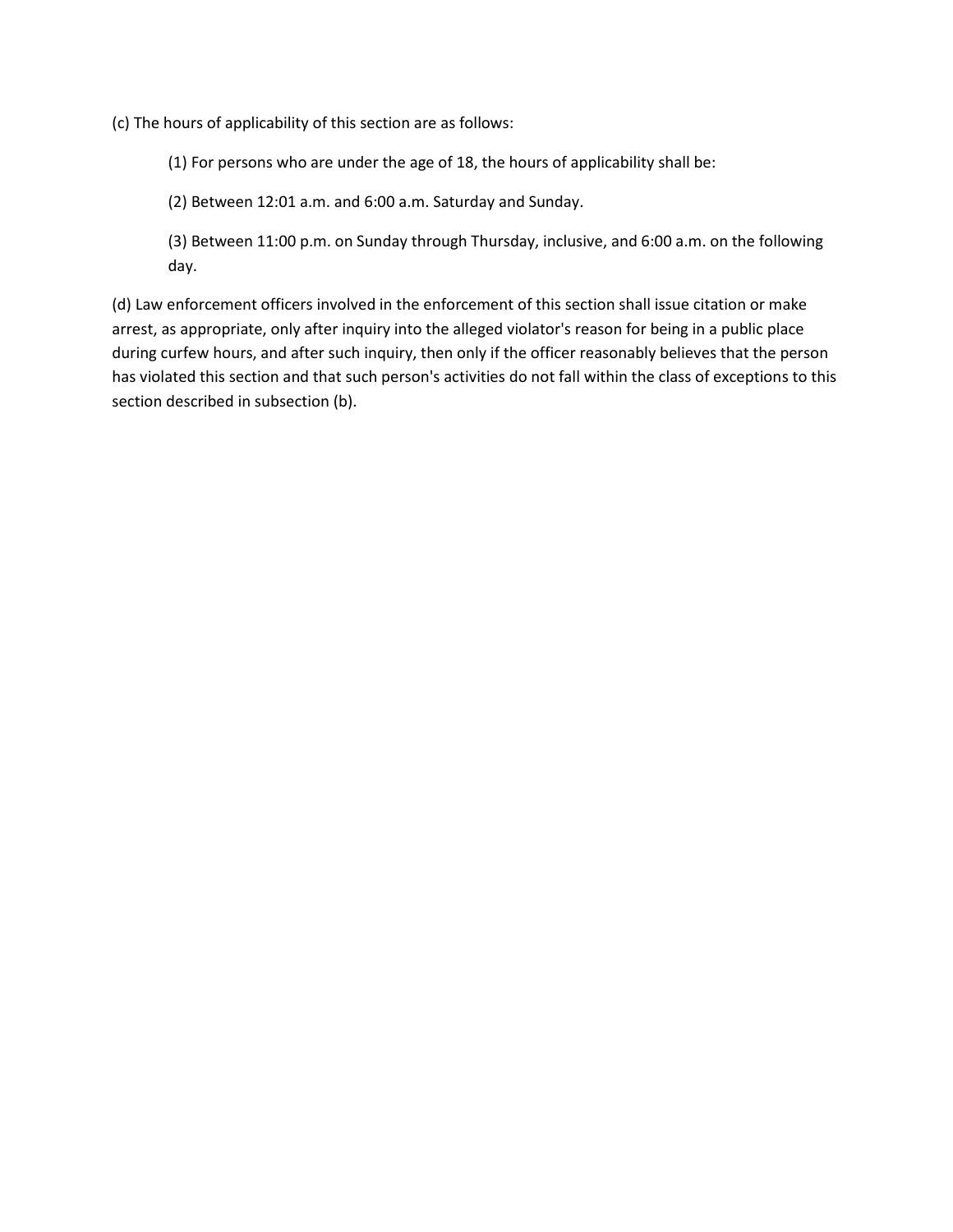(c) The hours of applicability of this section are as follows:

> (1) For persons who are under the age of 18, the hours of applicability shall be:
>
> (2) Between 12:01 a.m. and 6:00 a.m. Saturday and Sunday.
>
> (3) Between 11:00 p.m. on Sunday through Thursday, inclusive, and 6:00 a.m. on the following day.

(d) Law enforcement officers involved in the enforcement of this section shall issue citation or make arrest, as appropriate, only after inquiry into the alleged violator's reason for being in a public place during curfew hours, and after such inquiry, then only if the officer reasonably believes that the person has violated this section and that such person's activities do not fall within the class of exceptions to this section described in subsection (b).